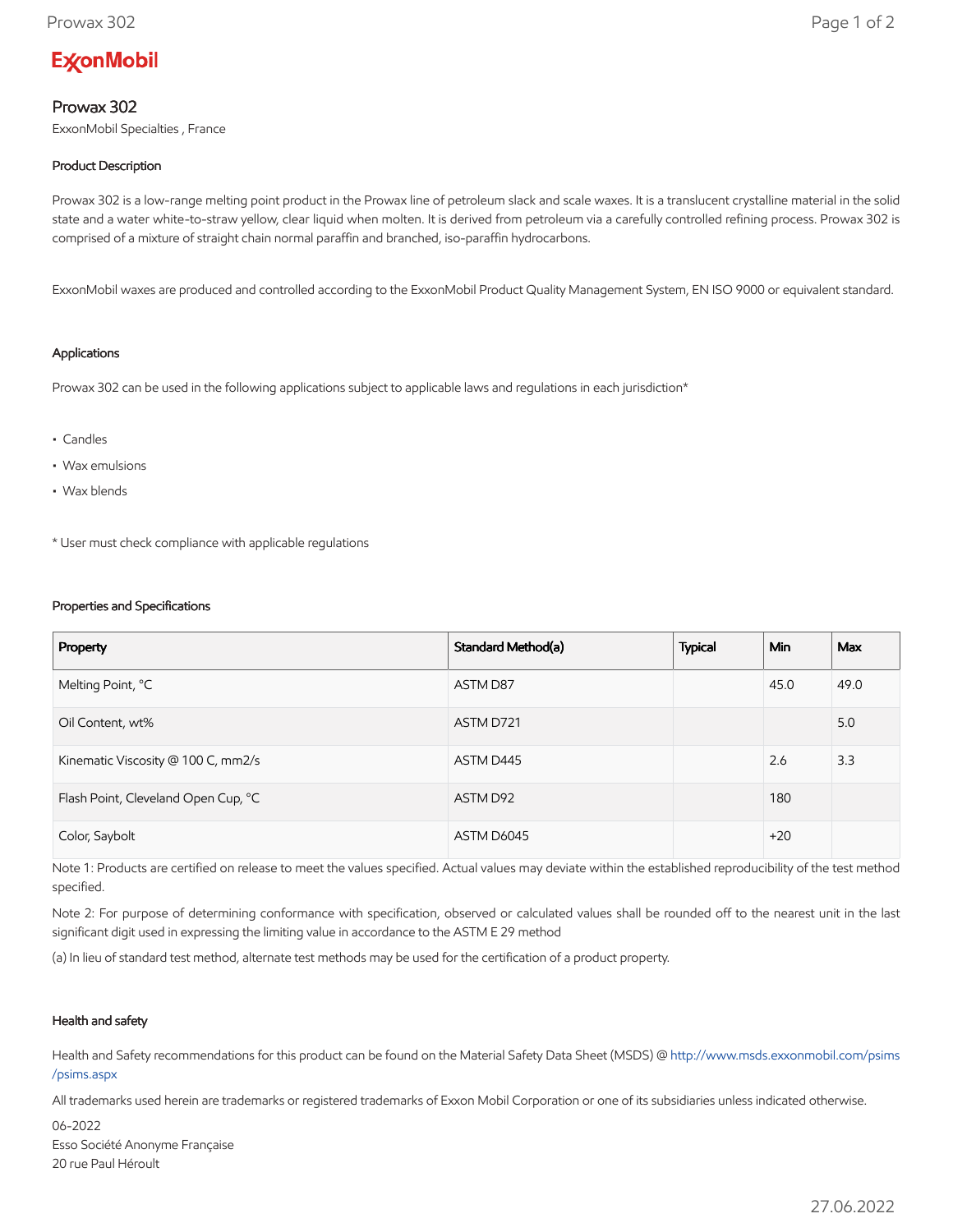**ExxonMobil**

# Prowax 302

ExxonMobil Specialties , France

### Product Description

Prowax 302 is a low-range melting point product in the Prowax line of petroleum slack and scale waxes. It is a translucent crystalline material in the solid state and a water white-to-straw yellow, clear liquid when molten. It is derived from petroleum via a carefully controlled refining process. Prowax 302 is comprised of a mixture of straight chain normal paraffin and branched, iso-paraffin hydrocarbons.

ExxonMobil waxes are produced and controlled according to the ExxonMobil Product Quality Management System, EN ISO 9000 or equivalent standard.

### Applications

Prowax 302 can be used in the following applications subject to applicable laws and regulations in each jurisdiction*

- Candles
- Wax emulsions
- Wax blends

* User must check compliance with applicable regulations

### Properties and Specifications

| Property | Standard Method(a) | Typical | Min | Max |
|---|---|---|---|---|
| Melting Point, °C | ASTM D87 | | 45.0 | 49.0 |
| Oil Content, wt% | ASTM D721 | | | 5.0 |
| Kinematic Viscosity @ 100 C, mm2/s | ASTM D445 | | 2.6 | 3.3 |
| Flash Point, Cleveland Open Cup, °C | ASTM D92 | | 180 | |
| Color, Saybolt | ASTM D6045 | | +20 | |

Note 1: Products are certified on release to meet the values specified. Actual values may deviate within the established reproducibility of the test method specified.

Note 2: For purpose of determining conformance with specification, observed or calculated values shall be rounded off to the nearest unit in the last significant digit used in expressing the limiting value in accordance to the ASTM E 29 method

(a) In lieu of standard test method, alternate test methods may be used for the certification of a product property.

### Health and safety

Health and Safety recommendations for this product can be found on the Material Safety Data Sheet (MSDS) @ http://www.msds.exxonmobil.com/psims/psims.aspx

All trademarks used herein are trademarks or registered trademarks of Exxon Mobil Corporation or one of its subsidiaries unless indicated otherwise.

06-2022  
Esso Société Anonyme Française  
20 rue Paul Héroult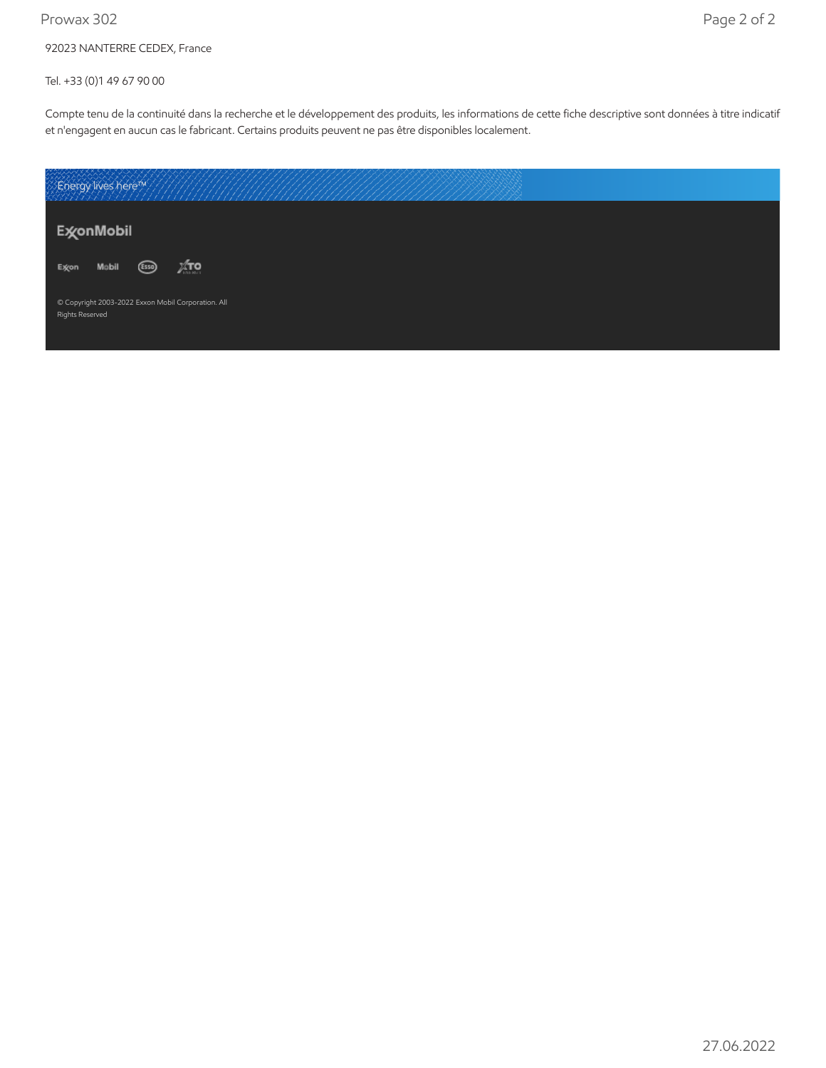92023 NANTERRE CEDEX, France

Tel. +33 (0)1 49 67 90 00

Compte tenu de la continuité dans la recherche et le développement des produits, les informations de cette fiche descriptive sont données à titre indicatif et n'engagent en aucun cas le fabricant. Certains produits peuvent ne pas être disponibles localement.

Energy lives here™

ExxonMobil

Exxon Mobil Esso XTO

© Copyright 2003-2022 Exxon Mobil Corporation. All Rights Reserved

27.06.2022